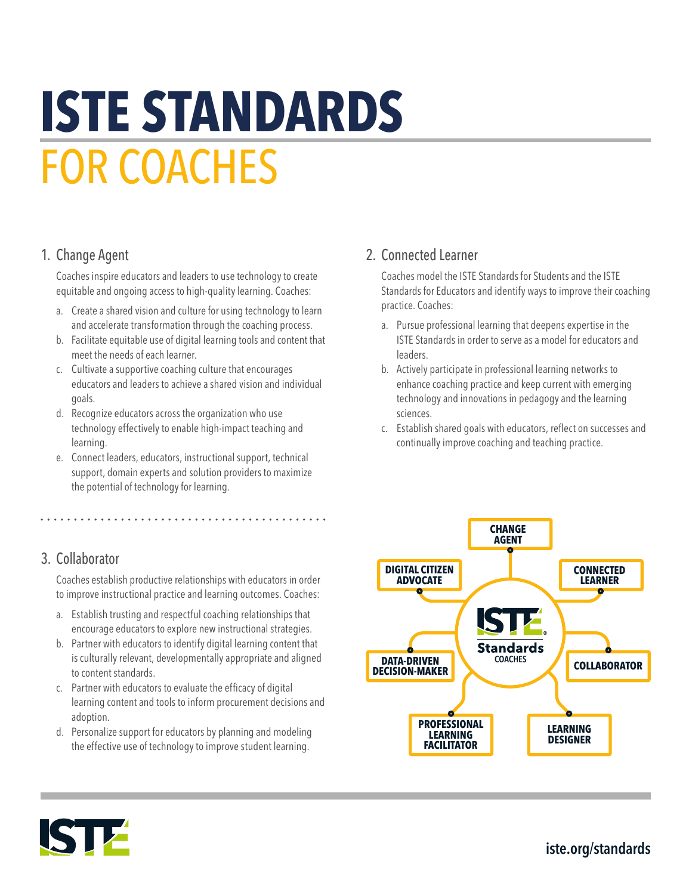# ISTE STANDARDS
## FOR COACHES

### 1. Change Agent

Coaches inspire educators and leaders to use technology to create equitable and ongoing access to high-quality learning. Coaches:

a. Create a shared vision and culture for using technology to learn and accelerate transformation through the coaching process.
b. Facilitate equitable use of digital learning tools and content that meet the needs of each learner.
c. Cultivate a supportive coaching culture that encourages educators and leaders to achieve a shared vision and individual goals.
d. Recognize educators across the organization who use technology effectively to enable high-impact teaching and learning.
e. Connect leaders, educators, instructional support, technical support, domain experts and solution providers to maximize the potential of technology for learning.

### 2. Connected Learner

Coaches model the ISTE Standards for Students and the ISTE Standards for Educators and identify ways to improve their coaching practice. Coaches:

a. Pursue professional learning that deepens expertise in the ISTE Standards in order to serve as a model for educators and leaders.
b. Actively participate in professional learning networks to enhance coaching practice and keep current with emerging technology and innovations in pedagogy and the learning sciences.
c. Establish shared goals with educators, reflect on successes and continually improve coaching and teaching practice.

### 3. Collaborator

Coaches establish productive relationships with educators in order to improve instructional practice and learning outcomes. Coaches:

a. Establish trusting and respectful coaching relationships that encourage educators to explore new instructional strategies.
b. Partner with educators to identify digital learning content that is culturally relevant, developmentally appropriate and aligned to content standards.
c. Partner with educators to evaluate the efficacy of digital learning content and tools to inform procurement decisions and adoption.
d. Personalize support for educators by planning and modeling the effective use of technology to improve student learning.

CHANGE AGENT
CONNECTED LEARNER
COLLABORATOR
LEARNING DESIGNER
PROFESSIONAL LEARNING FACILITATOR
DATA-DRIVEN DECISION-MAKER
DIGITAL CITIZEN ADVOCATE
ISTE Standards COACHES

iste.org/standards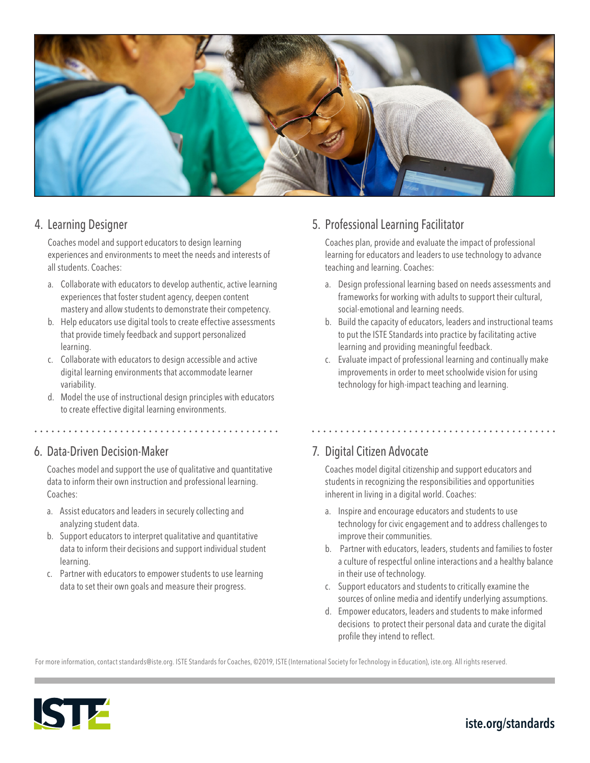## 4. Learning Designer

Coaches model and support educators to design learning experiences and environments to meet the needs and interests of all students. Coaches:

a. Collaborate with educators to develop authentic, active learning experiences that foster student agency, deepen content mastery and allow students to demonstrate their competency.
b. Help educators use digital tools to create effective assessments that provide timely feedback and support personalized learning.
c. Collaborate with educators to design accessible and active digital learning environments that accommodate learner variability.
d. Model the use of instructional design principles with educators to create effective digital learning environments.

## 5. Professional Learning Facilitator

Coaches plan, provide and evaluate the impact of professional learning for educators and leaders to use technology to advance teaching and learning. Coaches:

a. Design professional learning based on needs assessments and frameworks for working with adults to support their cultural, social-emotional and learning needs.
b. Build the capacity of educators, leaders and instructional teams to put the ISTE Standards into practice by facilitating active learning and providing meaningful feedback.
c. Evaluate impact of professional learning and continually make improvements in order to meet schoolwide vision for using technology for high-impact teaching and learning.

## 6. Data-Driven Decision-Maker

Coaches model and support the use of qualitative and quantitative data to inform their own instruction and professional learning. Coaches:

a. Assist educators and leaders in securely collecting and analyzing student data.
b. Support educators to interpret qualitative and quantitative data to inform their decisions and support individual student learning.
c. Partner with educators to empower students to use learning data to set their own goals and measure their progress.

## 7. Digital Citizen Advocate

Coaches model digital citizenship and support educators and students in recognizing the responsibilities and opportunities inherent in living in a digital world. Coaches:

a. Inspire and encourage educators and students to use technology for civic engagement and to address challenges to improve their communities.
b. Partner with educators, leaders, students and families to foster a culture of respectful online interactions and a healthy balance in their use of technology.
c. Support educators and students to critically examine the sources of online media and identify underlying assumptions.
d. Empower educators, leaders and students to make informed decisions to protect their personal data and curate the digital profile they intend to reflect.

For more information, contact standards@iste.org. ISTE Standards for Coaches, ©2019, ISTE (International Society for Technology in Education), iste.org. All rights reserved.

iste.org/standards